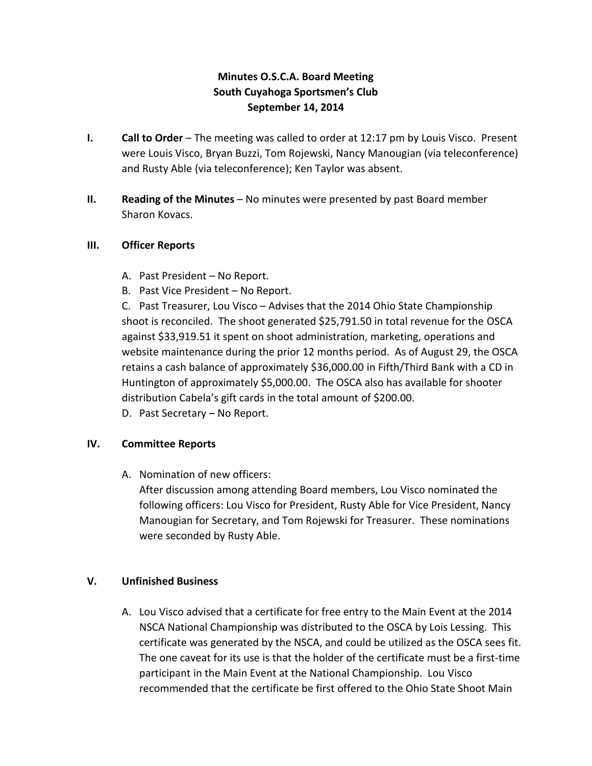# Minutes O.S.C.A. Board Meeting
## South Cuyahoga Sportsmen's Club
## September 14, 2014

**I. Call to Order** – The meeting was called to order at 12:17 pm by Louis Visco. Present were Louis Visco, Bryan Buzzi, Tom Rojewski, Nancy Manougian (via teleconference) and Rusty Able (via teleconference); Ken Taylor was absent.

**II. Reading of the Minutes** – No minutes were presented by past Board member Sharon Kovacs.

**III. Officer Reports**

A. Past President – No Report.

B. Past Vice President – No Report.

C. Past Treasurer, Lou Visco – Advises that the 2014 Ohio State Championship shoot is reconciled. The shoot generated $25,791.50 in total revenue for the OSCA against $33,919.51 it spent on shoot administration, marketing, operations and website maintenance during the prior 12 months period. As of August 29, the OSCA retains a cash balance of approximately $36,000.00 in Fifth/Third Bank with a CD in Huntington of approximately $5,000.00. The OSCA also has available for shooter distribution Cabela's gift cards in the total amount of $200.00.

D. Past Secretary – No Report.

**IV. Committee Reports**

A. Nomination of new officers:
After discussion among attending Board members, Lou Visco nominated the following officers: Lou Visco for President, Rusty Able for Vice President, Nancy Manougian for Secretary, and Tom Rojewski for Treasurer. These nominations were seconded by Rusty Able.

**V. Unfinished Business**

A. Lou Visco advised that a certificate for free entry to the Main Event at the 2014 NSCA National Championship was distributed to the OSCA by Lois Lessing. This certificate was generated by the NSCA, and could be utilized as the OSCA sees fit. The one caveat for its use is that the holder of the certificate must be a first-time participant in the Main Event at the National Championship. Lou Visco recommended that the certificate be first offered to the Ohio State Shoot Main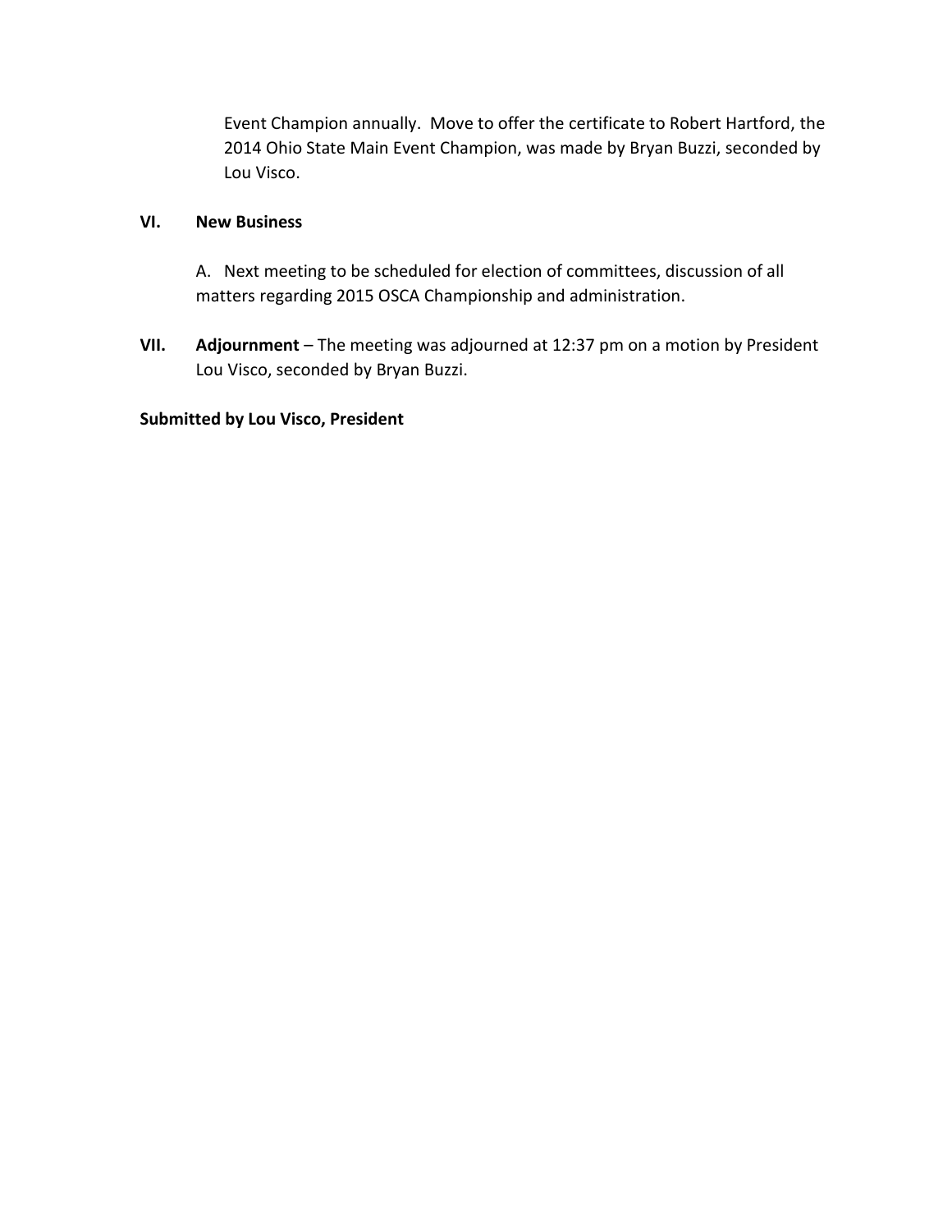Event Champion annually. Move to offer the certificate to Robert Hartford, the 2014 Ohio State Main Event Champion, was made by Bryan Buzzi, seconded by Lou Visco.

**VI. New Business**

A. Next meeting to be scheduled for election of committees, discussion of all matters regarding 2015 OSCA Championship and administration.

**VII. Adjournment** – The meeting was adjourned at 12:37 pm on a motion by President Lou Visco, seconded by Bryan Buzzi.

**Submitted by Lou Visco, President**